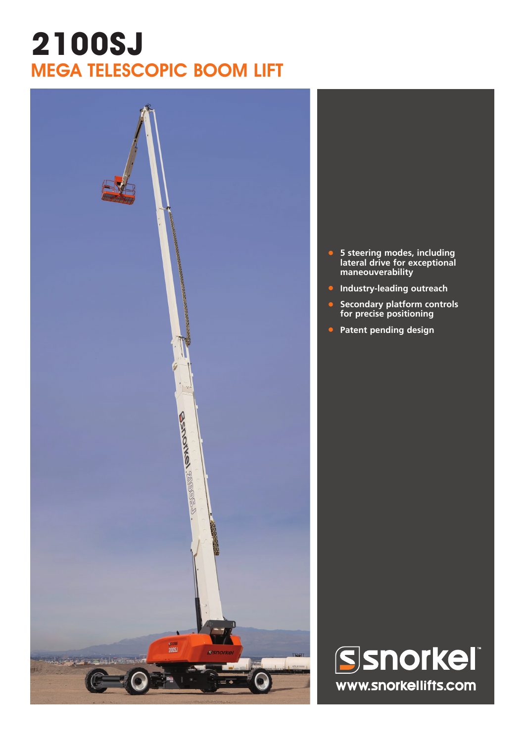# 2100SJ

## MEGA TELESCOPIC BOOM LIFT

- 5 steering modes, including lateral drive for exceptional maneouverability
- Industry-leading outreach
- Secondary platform controls for precise positioning
- Patent pending design

snorkel™

www.snorkellifts.com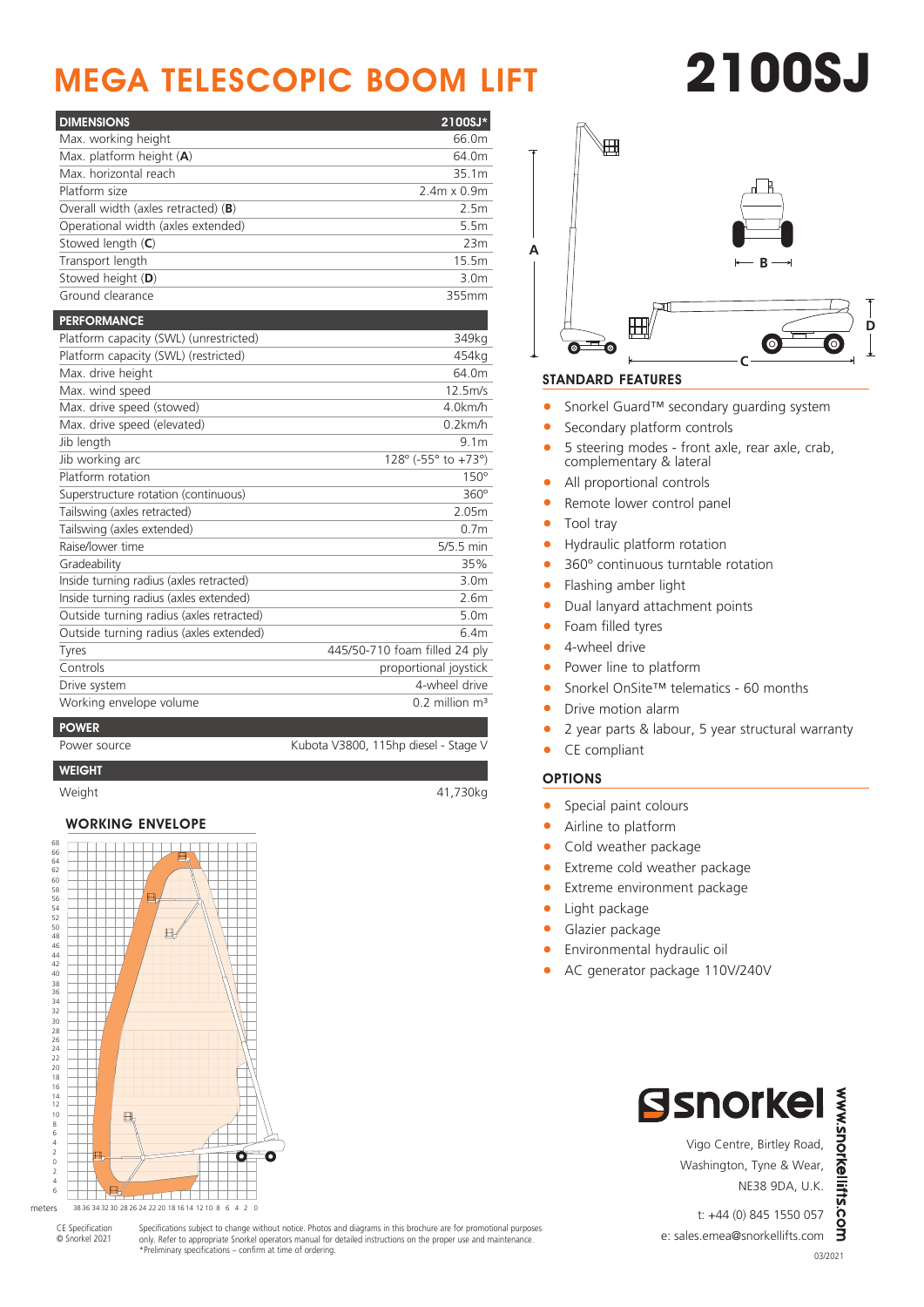# MEGA TELESCOPIC BOOM LIFT

# 2100SJ

| DIMENSIONS | 2100SJ* |
|---|---|
| Max. working height | 66.0m |
| Max. platform height (**A**) | 64.0m |
| Max. horizontal reach | 35.1m |
| Platform size | 2.4m x 0.9m |
| Overall width (axles retracted) (**B**) | 2.5m |
| Operational width (axles extended) | 5.5m |
| Stowed length (**C**) | 23m |
| Transport length | 15.5m |
| Stowed height (**D**) | 3.0m |
| Ground clearance | 355mm |

| PERFORMANCE | |
|---|---|
| Platform capacity (SWL) (unrestricted) | 349kg |
| Platform capacity (SWL) (restricted) | 454kg |
| Max. drive height | 64.0m |
| Max. wind speed | 12.5m/s |
| Max. drive speed (stowed) | 4.0km/h |
| Max. drive speed (elevated) | 0.2km/h |
| Jib length | 9.1m |
| Jib working arc | 128° (-55° to +73°) |
| Platform rotation | 150° |
| Superstructure rotation (continuous) | 360° |
| Tailswing (axles retracted) | 2.05m |
| Tailswing (axles extended) | 0.7m |
| Raise/lower time | 5/5.5 min |
| Gradeability | 35% |
| Inside turning radius (axles retracted) | 3.0m |
| Inside turning radius (axles extended) | 2.6m |
| Outside turning radius (axles retracted) | 5.0m |
| Outside turning radius (axles extended) | 6.4m |
| Tyres | 445/50-710 foam filled 24 ply |
| Controls | proportional joystick |
| Drive system | 4-wheel drive |
| Working envelope volume | 0.2 million m³ |

| POWER | |
|---|---|
| Power source | Kubota V3800, 115hp diesel - Stage V |

| WEIGHT | |
|---|---|
| Weight | 41,730kg |

### WORKING ENVELOPE

68 66 64 62 60 58 56 54 52 50 48 46 44 42 40 38 36 34 32 30 28 26 24 22 20 18 16 14 12 10 8 6 4 2 0 2 4 6

meters 38 36 34 32 30 28 26 24 22 20 18 16 14 12 10 8 6 4 2 0

A B C D

### STANDARD FEATURES

- Snorkel Guard™ secondary guarding system
- Secondary platform controls
- 5 steering modes - front axle, rear axle, crab, complementary & lateral
- All proportional controls
- Remote lower control panel
- Tool tray
- Hydraulic platform rotation
- 360° continuous turntable rotation
- Flashing amber light
- Dual lanyard attachment points
- Foam filled tyres
- 4-wheel drive
- Power line to platform
- Snorkel OnSite™ telematics - 60 months
- Drive motion alarm
- 2 year parts & labour, 5 year structural warranty
- CE compliant

### OPTIONS

- Special paint colours
- Airline to platform
- Cold weather package
- Extreme cold weather package
- Extreme environment package
- Light package
- Glazier package
- Environmental hydraulic oil
- AC generator package 110V/240V

snorkel

Vigo Centre, Birtley Road,
Washington, Tyne & Wear,
NE38 9DA, U.K.

t: +44 (0) 845 1550 057
e: sales.emea@snorkellifts.com

www.snorkellifts.com

CE Specification
© Snorkel 2021

Specifications subject to change without notice. Photos and diagrams in this brochure are for promotional purposes only. Refer to appropriate Snorkel operators manual for detailed instructions on the proper use and maintenance.
*Preliminary specifications – confirm at time of ordering.

03/2021